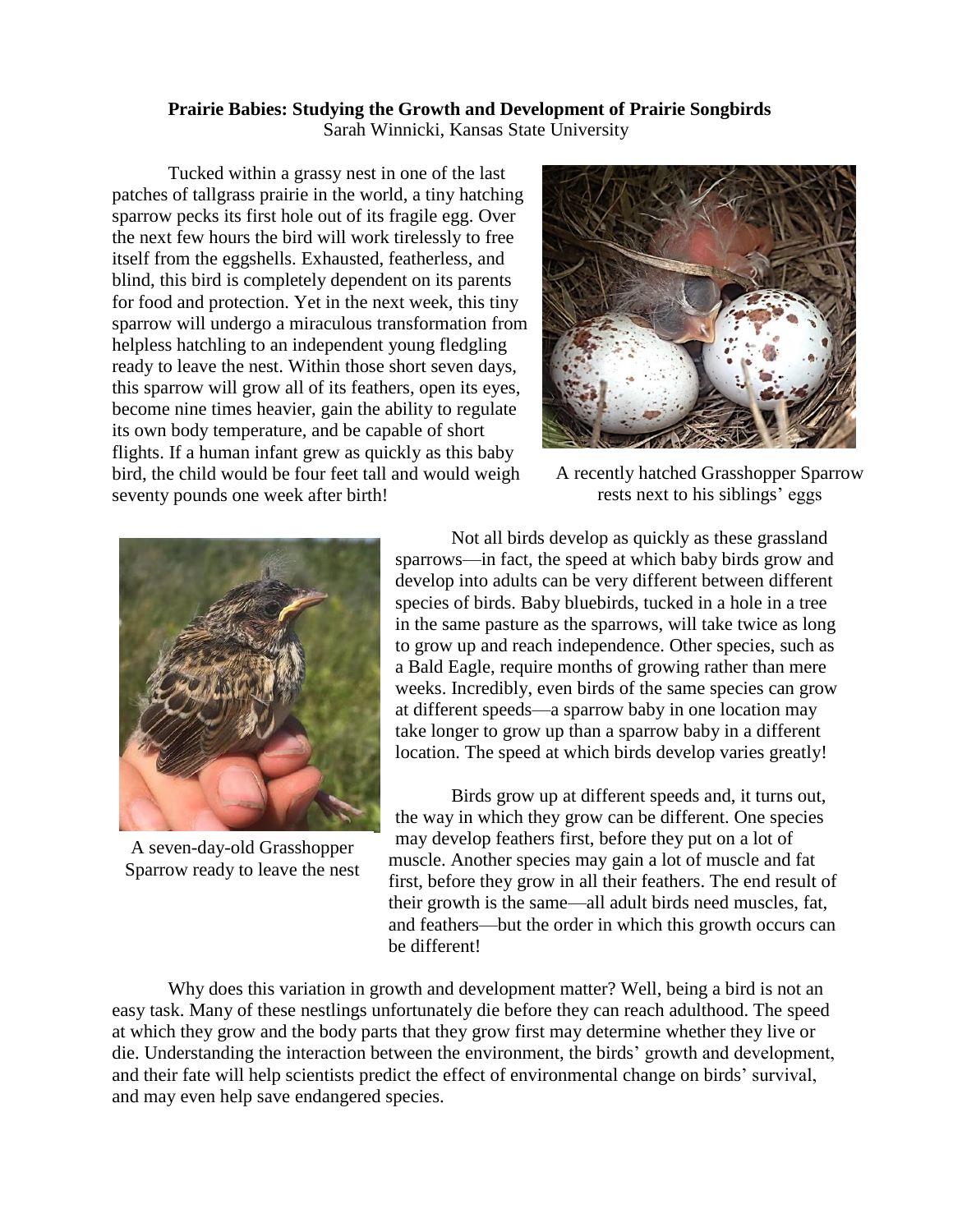**Prairie Babies: Studying the Growth and Development of Prairie Songbirds**

Sarah Winnicki, Kansas State University

Tucked within a grassy nest in one of the last patches of tallgrass prairie in the world, a tiny hatching sparrow pecks its first hole out of its fragile egg. Over the next few hours the bird will work tirelessly to free itself from the eggshells. Exhausted, featherless, and blind, this bird is completely dependent on its parents for food and protection. Yet in the next week, this tiny sparrow will undergo a miraculous transformation from helpless hatchling to an independent young fledgling ready to leave the nest. Within those short seven days, this sparrow will grow all of its feathers, open its eyes, become nine times heavier, gain the ability to regulate its own body temperature, and be capable of short flights. If a human infant grew as quickly as this baby bird, the child would be four feet tall and would weigh seventy pounds one week after birth!

A recently hatched Grasshopper Sparrow rests next to his siblings' eggs

A seven-day-old Grasshopper Sparrow ready to leave the nest

Not all birds develop as quickly as these grassland sparrows—in fact, the speed at which baby birds grow and develop into adults can be very different between different species of birds. Baby bluebirds, tucked in a hole in a tree in the same pasture as the sparrows, will take twice as long to grow up and reach independence. Other species, such as a Bald Eagle, require months of growing rather than mere weeks. Incredibly, even birds of the same species can grow at different speeds—a sparrow baby in one location may take longer to grow up than a sparrow baby in a different location. The speed at which birds develop varies greatly!

Birds grow up at different speeds and, it turns out, the way in which they grow can be different. One species may develop feathers first, before they put on a lot of muscle. Another species may gain a lot of muscle and fat first, before they grow in all their feathers. The end result of their growth is the same—all adult birds need muscles, fat, and feathers—but the order in which this growth occurs can be different!

Why does this variation in growth and development matter? Well, being a bird is not an easy task. Many of these nestlings unfortunately die before they can reach adulthood. The speed at which they grow and the body parts that they grow first may determine whether they live or die. Understanding the interaction between the environment, the birds' growth and development, and their fate will help scientists predict the effect of environmental change on birds' survival, and may even help save endangered species.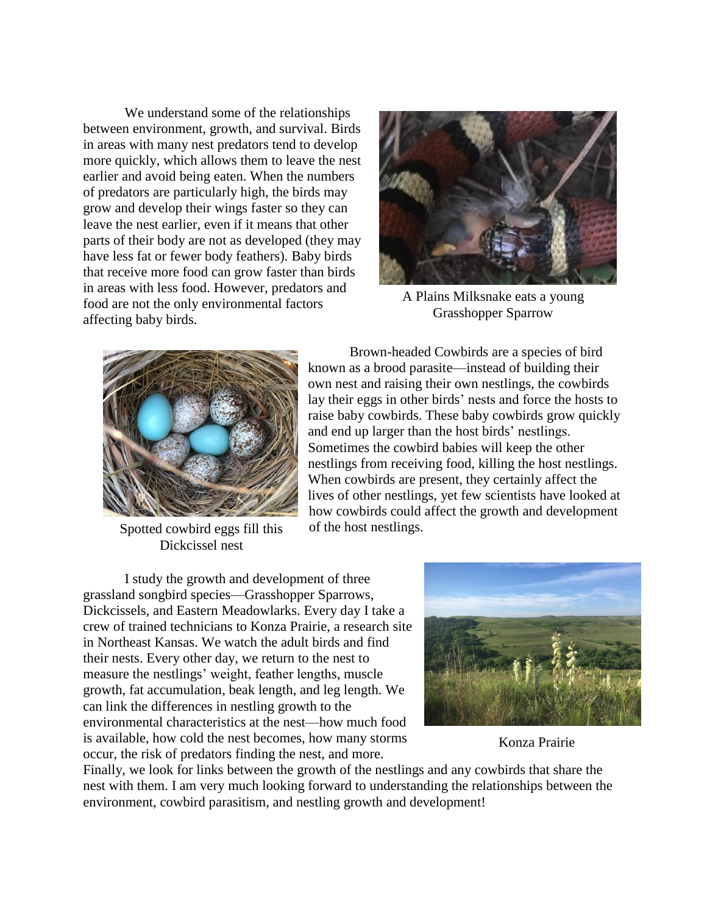We understand some of the relationships between environment, growth, and survival. Birds in areas with many nest predators tend to develop more quickly, which allows them to leave the nest earlier and avoid being eaten. When the numbers of predators are particularly high, the birds may grow and develop their wings faster so they can leave the nest earlier, even if it means that other parts of their body are not as developed (they may have less fat or fewer body feathers). Baby birds that receive more food can grow faster than birds in areas with less food. However, predators and food are not the only environmental factors affecting baby birds.

A Plains Milksnake eats a young Grasshopper Sparrow

Brown-headed Cowbirds are a species of bird known as a brood parasite—instead of building their own nest and raising their own nestlings, the cowbirds lay their eggs in other birds' nests and force the hosts to raise baby cowbirds. These baby cowbirds grow quickly and end up larger than the host birds' nestlings. Sometimes the cowbird babies will keep the other nestlings from receiving food, killing the host nestlings. When cowbirds are present, they certainly affect the lives of other nestlings, yet few scientists have looked at how cowbirds could affect the growth and development of the host nestlings.

Spotted cowbird eggs fill this Dickcissel nest

I study the growth and development of three grassland songbird species—Grasshopper Sparrows, Dickcissels, and Eastern Meadowlarks. Every day I take a crew of trained technicians to Konza Prairie, a research site in Northeast Kansas. We watch the adult birds and find their nests. Every other day, we return to the nest to measure the nestlings' weight, feather lengths, muscle growth, fat accumulation, beak length, and leg length. We can link the differences in nestling growth to the environmental characteristics at the nest—how much food is available, how cold the nest becomes, how many storms occur, the risk of predators finding the nest, and more. Finally, we look for links between the growth of the nestlings and any cowbirds that share the nest with them. I am very much looking forward to understanding the relationships between the environment, cowbird parasitism, and nestling growth and development!

Konza Prairie